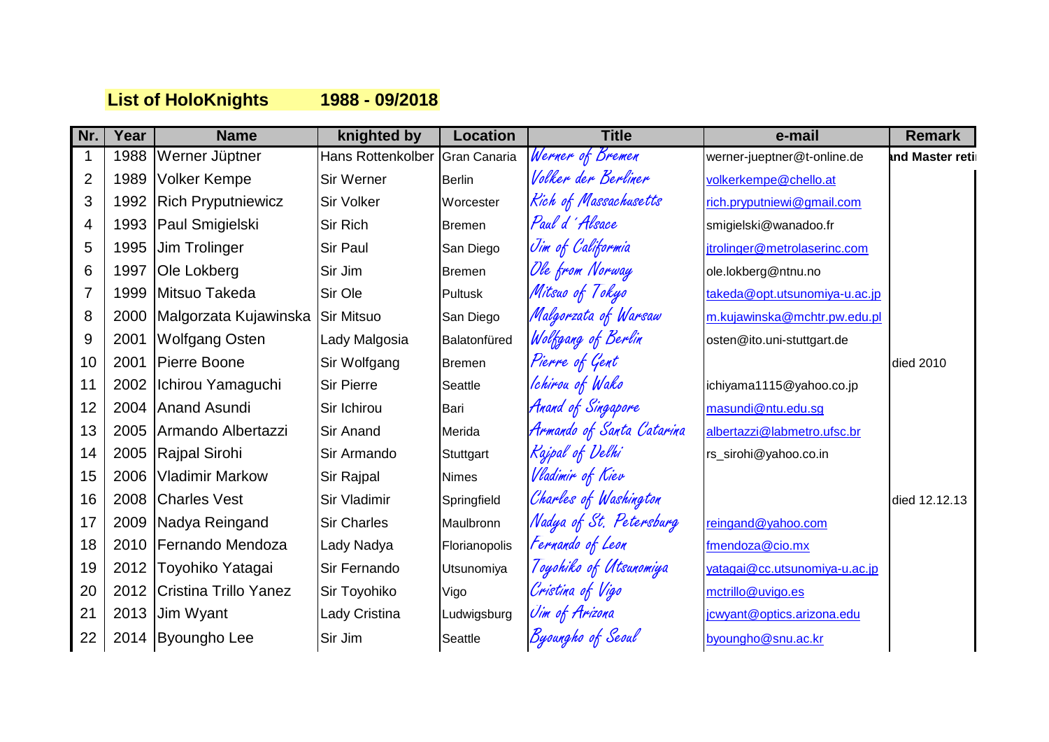**List of HoloKnights 1988 - 09/2018**

| Nr. | Year | Name | knighted by | Location | Title | e-mail | Remark |
|---|---|---|---|---|---|---|---|
| 1 | 1988 | Werner Jüptner | Hans Rottenkolber | Gran Canaria | *Werner of Bremen* | werner-jueptner@t-online.de | **and Master reti** |
| 2 | 1989 | Volker Kempe | Sir Werner | Berlin | *Volker der Berliner* | volkerkempe@chello.at | |
| 3 | 1992 | Rich Pryputniewicz | Sir Volker | Worcester | *Rich of Massachusetts* | rich.pryputniewi@gmail.com | |
| 4 | 1993 | Paul Smigielski | Sir Rich | Bremen | *Paul d 'Alsace* | smigielski@wanadoo.fr | |
| 5 | 1995 | Jim Trolinger | Sir Paul | San Diego | *Jim of California* | jtrolinger@metrolaserinc.com | |
| 6 | 1997 | Ole Lokberg | Sir Jim | Bremen | *Ole from Norway* | ole.lokberg@ntnu.no | |
| 7 | 1999 | Mitsuo Takeda | Sir Ole | Pultusk | *Mitsuo of Tokyo* | takeda@opt.utsunomiya-u.ac.jp | |
| 8 | 2000 | Malgorzata Kujawinska | Sir Mitsuo | San Diego | *Malgorzata of Warsaw* | m.kujawinska@mchtr.pw.edu.pl | |
| 9 | 2001 | Wolfgang Osten | Lady Malgosia | Balatonfüred | *Wolfgang of Berlin* | osten@ito.uni-stuttgart.de | |
| 10 | 2001 | Pierre Boone | Sir Wolfgang | Bremen | *Pierre of Gent* | | died 2010 |
| 11 | 2002 | Ichirou Yamaguchi | Sir Pierre | Seattle | *Ichirou of Wako* | ichiyama1115@yahoo.co.jp | |
| 12 | 2004 | Anand Asundi | Sir Ichirou | Bari | *Anand of Singapore* | masundi@ntu.edu.sg | |
| 13 | 2005 | Armando Albertazzi | Sir Anand | Merida | *Armando of Santa Catarina* | albertazzi@labmetro.ufsc.br | |
| 14 | 2005 | Rajpal Sirohi | Sir Armando | Stuttgart | *Rajpal of Delhi* | rs_sirohi@yahoo.co.in | |
| 15 | 2006 | Vladimir Markow | Sir Rajpal | Nimes | *Vladimir of Kiev* | | |
| 16 | 2008 | Charles Vest | Sir Vladimir | Springfield | *Charles of Washington* | | died 12.12.13 |
| 17 | 2009 | Nadya Reingand | Sir Charles | Maulbronn | *Nadya of St. Petersburg* | reingand@yahoo.com | |
| 18 | 2010 | Fernando Mendoza | Lady Nadya | Florianopolis | *Fernando of Leon* | fmendoza@cio.mx | |
| 19 | 2012 | Toyohiko Yatagai | Sir Fernando | Utsunomiya | *Toyohiko of Utsunomiya* | yatagai@cc.utsunomiya-u.ac.jp | |
| 20 | 2012 | Cristina Trillo Yanez | Sir Toyohiko | Vigo | *Cristina of Vigo* | mctrillo@uvigo.es | |
| 21 | 2013 | Jim Wyant | Lady Cristina | Ludwigsburg | *Jim of Arizona* | jcwyant@optics.arizona.edu | |
| 22 | 2014 | Byoungho Lee | Sir Jim | Seattle | *Byoungho of Seoul* | byoungho@snu.ac.kr | |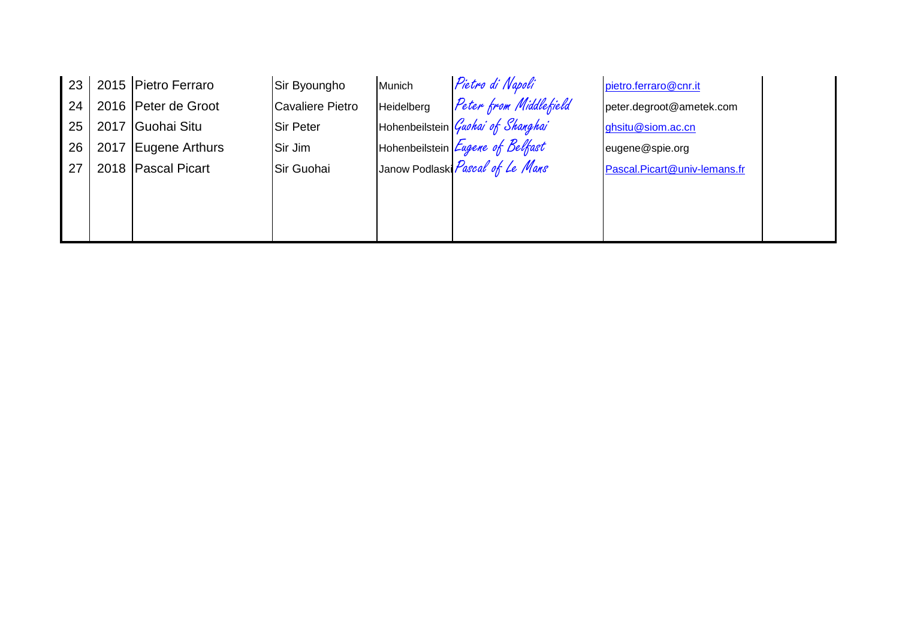| 23 | 2015 | Pietro Ferraro | Sir Byoungho | Munich | *Pietro di Napoli* | pietro.ferraro@cnr.it | |
|---|---|---|---|---|---|---|---|
| 24 | 2016 | Peter de Groot | Cavaliere Pietro | Heidelberg | *Peter from Middlefield* | peter.degroot@ametek.com | |
| 25 | 2017 | Guohai Situ | Sir Peter | Hohenbeilstein | *Guohai of Shanghai* | ghsitu@siom.ac.cn | |
| 26 | 2017 | Eugene Arthurs | Sir Jim | Hohenbeilstein | *Eugene of Belfast* | eugene@spie.org | |
| 27 | 2018 | Pascal Picart | Sir Guohai | Janow Podlaski | *Pascal of Le Mans* | Pascal.Picart@univ-lemans.fr | |